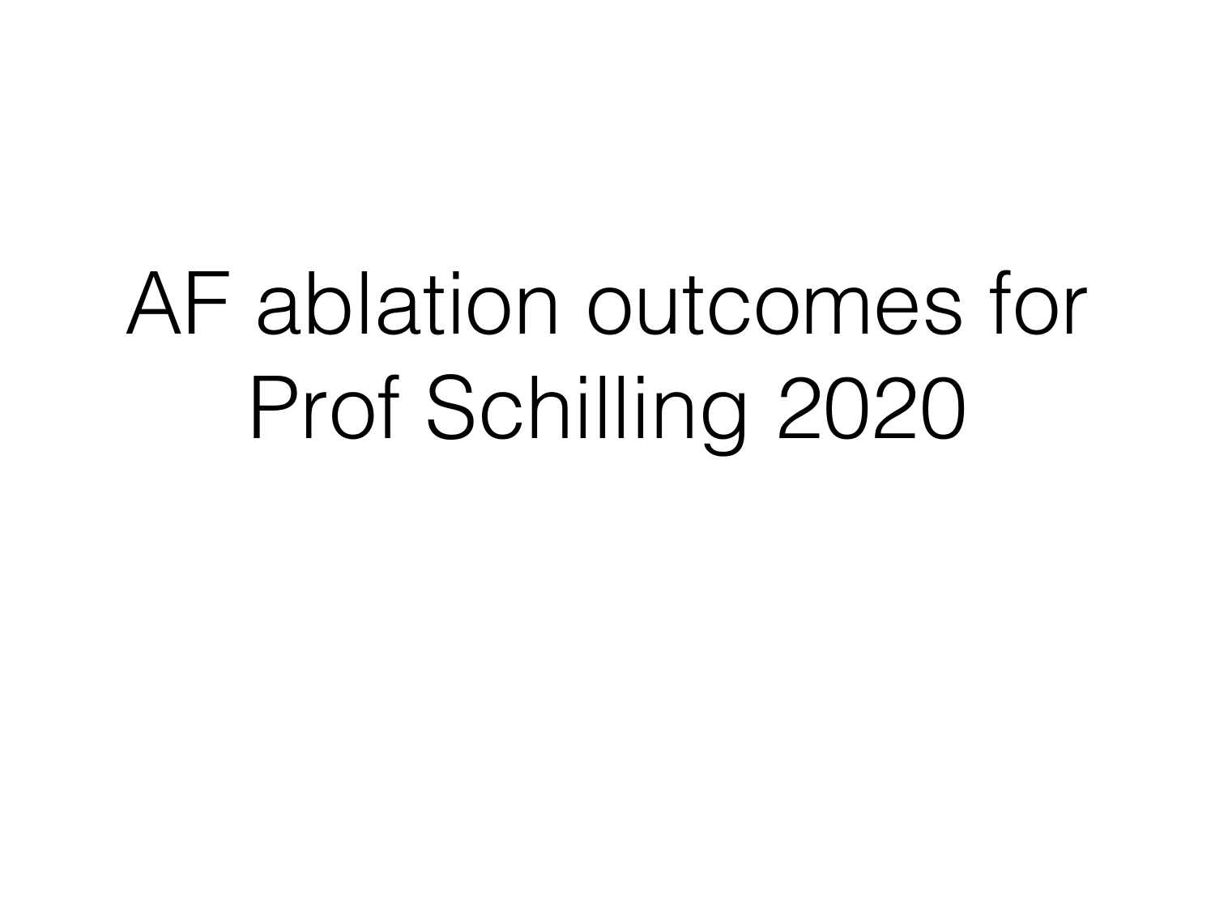# AF ablation outcomes for Prof Schilling 2020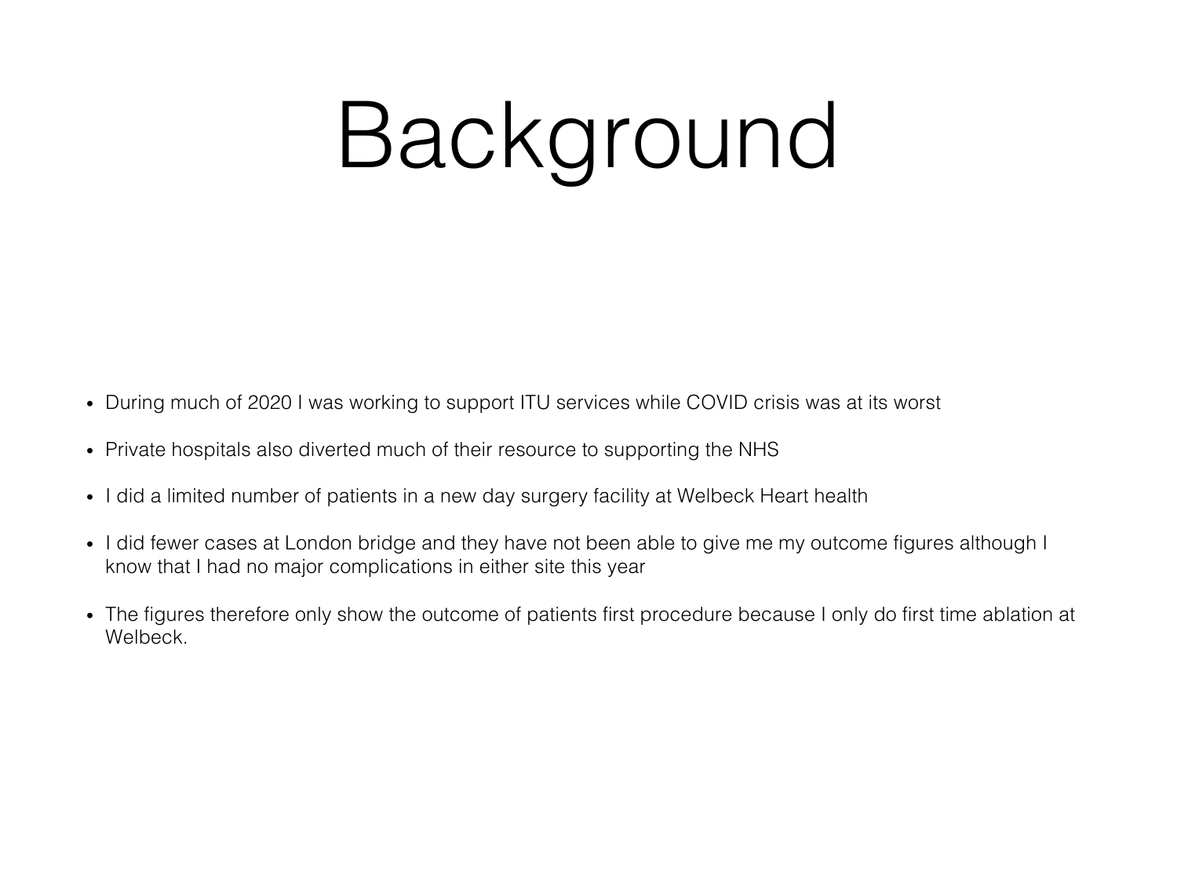# Background

- During much of 2020 I was working to support ITU services while COVID crisis was at its worst
- Private hospitals also diverted much of their resource to supporting the NHS
- I did a limited number of patients in a new day surgery facility at Welbeck Heart health
- I did fewer cases at London bridge and they have not been able to give me my outcome figures although I know that I had no major complications in either site this year
- The figures therefore only show the outcome of patients first procedure because I only do first time ablation at Welbeck.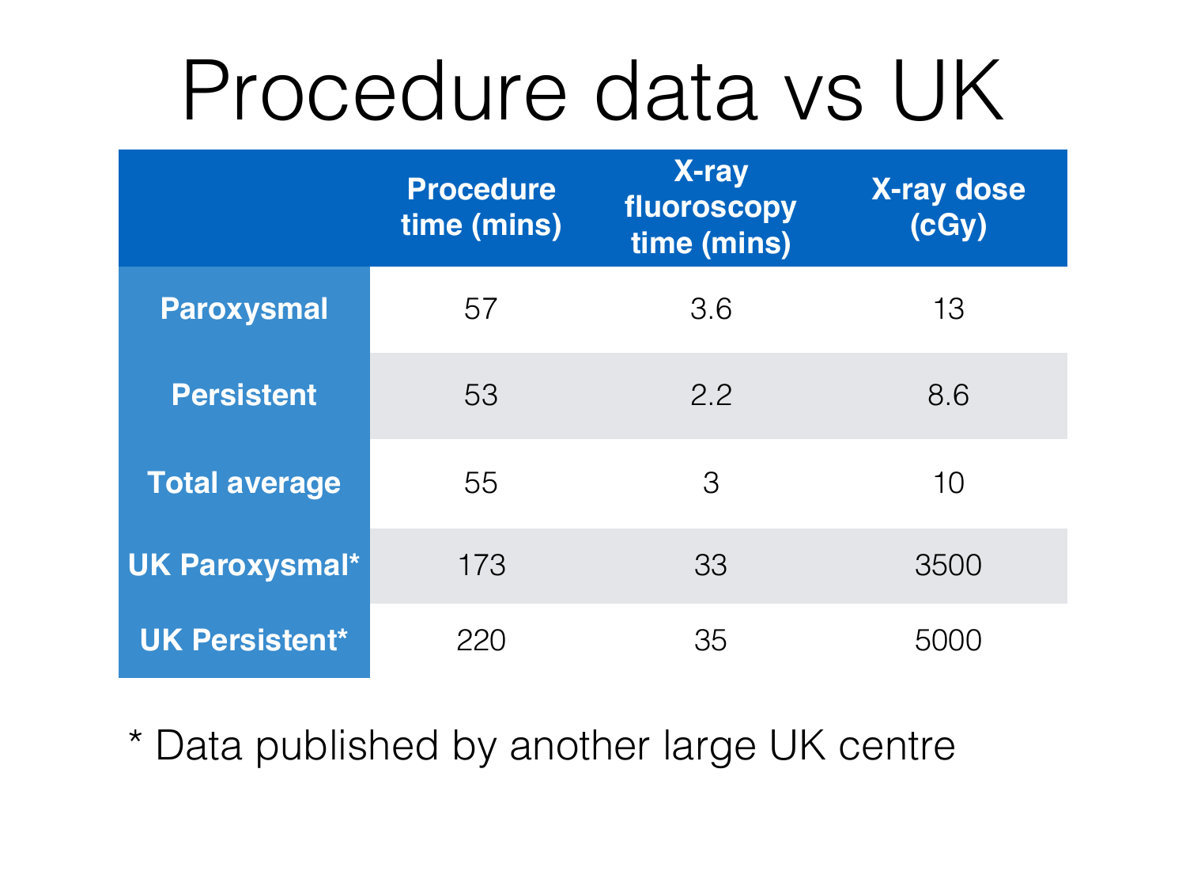# Procedure data vs UK

| | Procedure time (mins) | X-ray fluoroscopy time (mins) | X-ray dose (cGy) |
|---|---|---|---|
| **Paroxysmal** | 57 | 3.6 | 13 |
| **Persistent** | 53 | 2.2 | 8.6 |
| **Total average** | 55 | 3 | 10 |
| **UK Paroxysmal*** | 173 | 33 | 3500 |
| **UK Persistent*** | 220 | 35 | 5000 |

* Data published by another large UK centre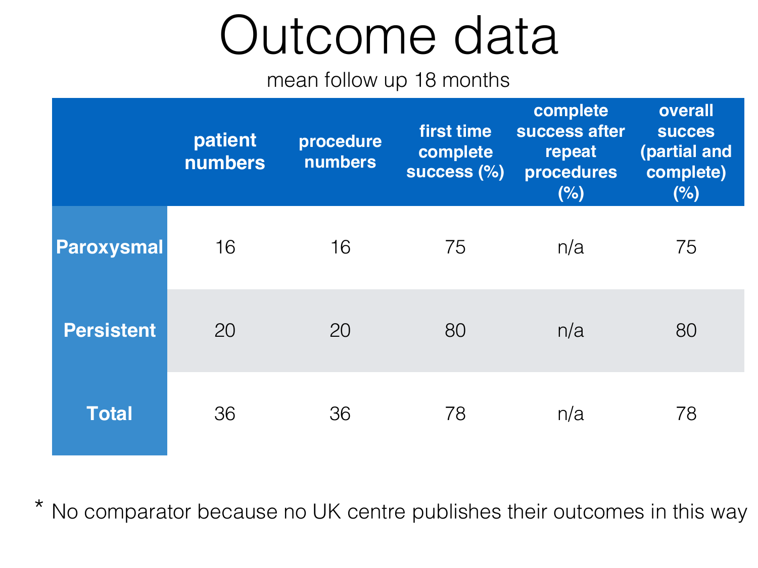# Outcome data

mean follow up 18 months

| | patient numbers | procedure numbers | first time complete success (%) | complete success after repeat procedures (%) | overall succes (partial and complete) (%) |
|---|---|---|---|---|---|
| **Paroxysmal** | 16 | 16 | 75 | n/a | 75 |
| **Persistent** | 20 | 20 | 80 | n/a | 80 |
| **Total** | 36 | 36 | 78 | n/a | 78 |

* No comparator because no UK centre publishes their outcomes in this way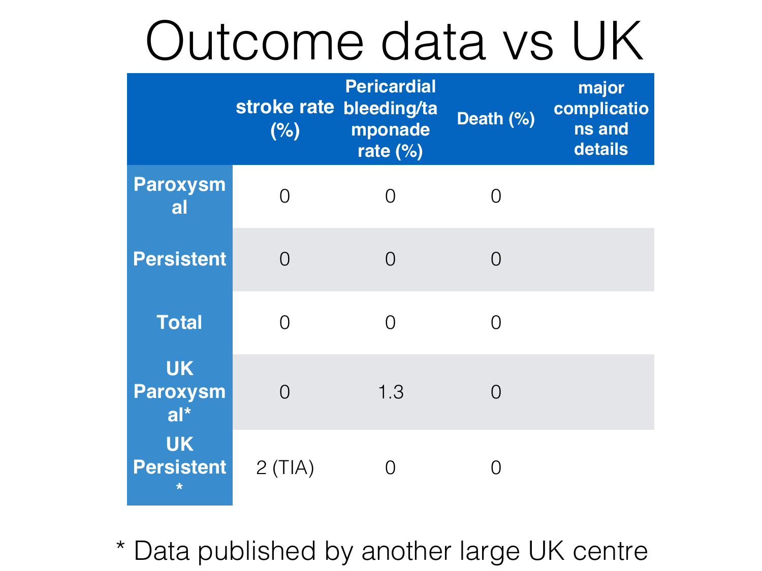# Outcome data vs UK

| | stroke rate (%) | Pericardial bleeding/tamponade rate (%) | Death (%) | major complications and details |
|---|---|---|---|---|
| Paroxysmal | 0 | 0 | 0 | |
| Persistent | 0 | 0 | 0 | |
| Total | 0 | 0 | 0 | |
| UK Paroxysmal* | 0 | 1.3 | 0 | |
| UK Persistent* | 2 (TIA) | 0 | 0 | |

* Data published by another large UK centre